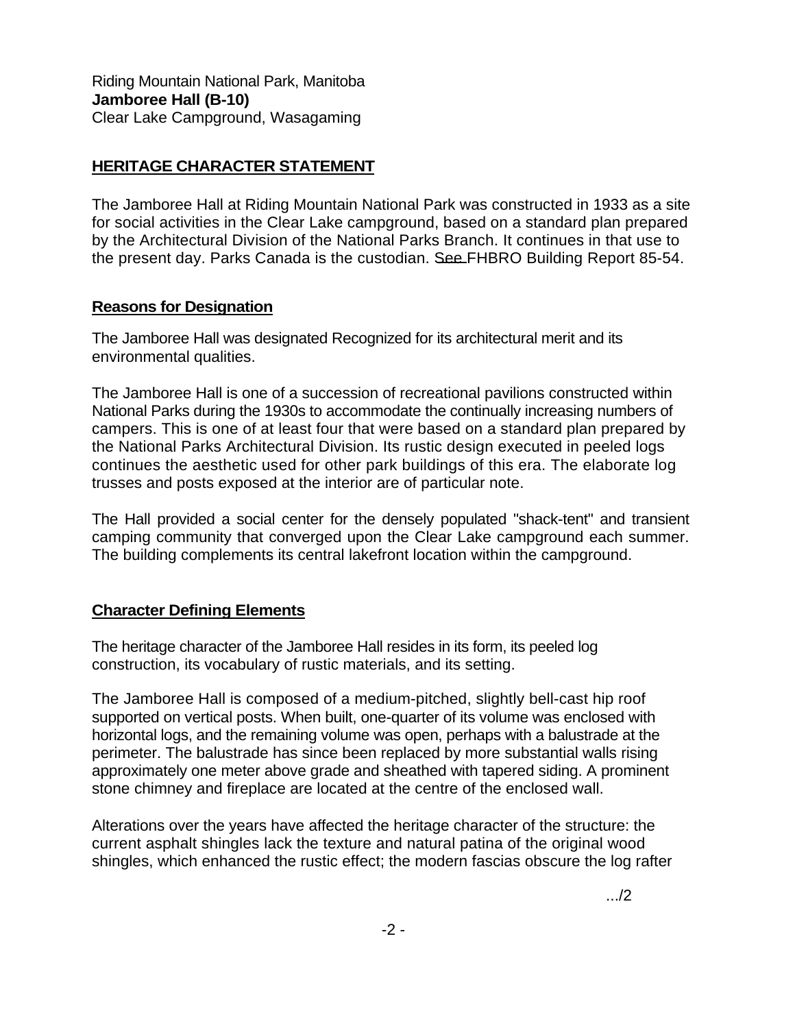Riding Mountain National Park, Manitoba
**Jamboree Hall (B-10)**
Clear Lake Campground, Wasagaming

## HERITAGE CHARACTER STATEMENT

The Jamboree Hall at Riding Mountain National Park was constructed in 1933 as a site for social activities in the Clear Lake campground, based on a standard plan prepared by the Architectural Division of the National Parks Branch. It continues in that use to the present day. Parks Canada is the custodian. See FHBRO Building Report 85-54.

### Reasons for Designation

The Jamboree Hall was designated Recognized for its architectural merit and its environmental qualities.

The Jamboree Hall is one of a succession of recreational pavilions constructed within National Parks during the 1930s to accommodate the continually increasing numbers of campers. This is one of at least four that were based on a standard plan prepared by the National Parks Architectural Division. Its rustic design executed in peeled logs continues the aesthetic used for other park buildings of this era. The elaborate log trusses and posts exposed at the interior are of particular note.

The Hall provided a social center for the densely populated "shack-tent" and transient camping community that converged upon the Clear Lake campground each summer. The building complements its central lakefront location within the campground.

### Character Defining Elements

The heritage character of the Jamboree Hall resides in its form, its peeled log construction, its vocabulary of rustic materials, and its setting.

The Jamboree Hall is composed of a medium-pitched, slightly bell-cast hip roof supported on vertical posts. When built, one-quarter of its volume was enclosed with horizontal logs, and the remaining volume was open, perhaps with a balustrade at the perimeter. The balustrade has since been replaced by more substantial walls rising approximately one meter above grade and sheathed with tapered siding. A prominent stone chimney and fireplace are located at the centre of the enclosed wall.

Alterations over the years have affected the heritage character of the structure: the current asphalt shingles lack the texture and natural patina of the original wood shingles, which enhanced the rustic effect; the modern fascias obscure the log rafter

.../2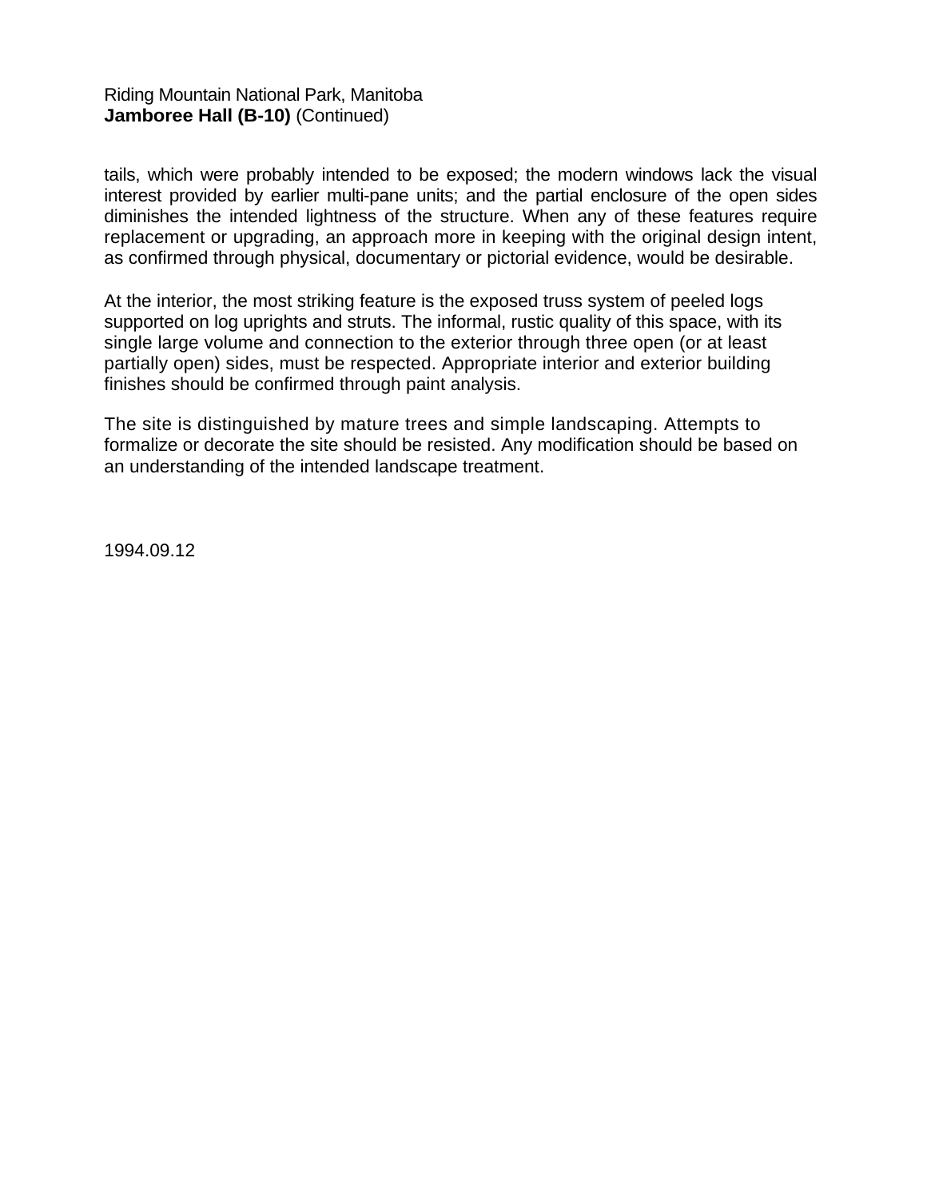tails, which were probably intended to be exposed; the modern windows lack the visual interest provided by earlier multi-pane units; and the partial enclosure of the open sides diminishes the intended lightness of the structure. When any of these features require replacement or upgrading, an approach more in keeping with the original design intent, as confirmed through physical, documentary or pictorial evidence, would be desirable.

At the interior, the most striking feature is the exposed truss system of peeled logs supported on log uprights and struts. The informal, rustic quality of this space, with its single large volume and connection to the exterior through three open (or at least partially open) sides, must be respected. Appropriate interior and exterior building finishes should be confirmed through paint analysis.

The site is distinguished by mature trees and simple landscaping. Attempts to formalize or decorate the site should be resisted. Any modification should be based on an understanding of the intended landscape treatment.

1994.09.12